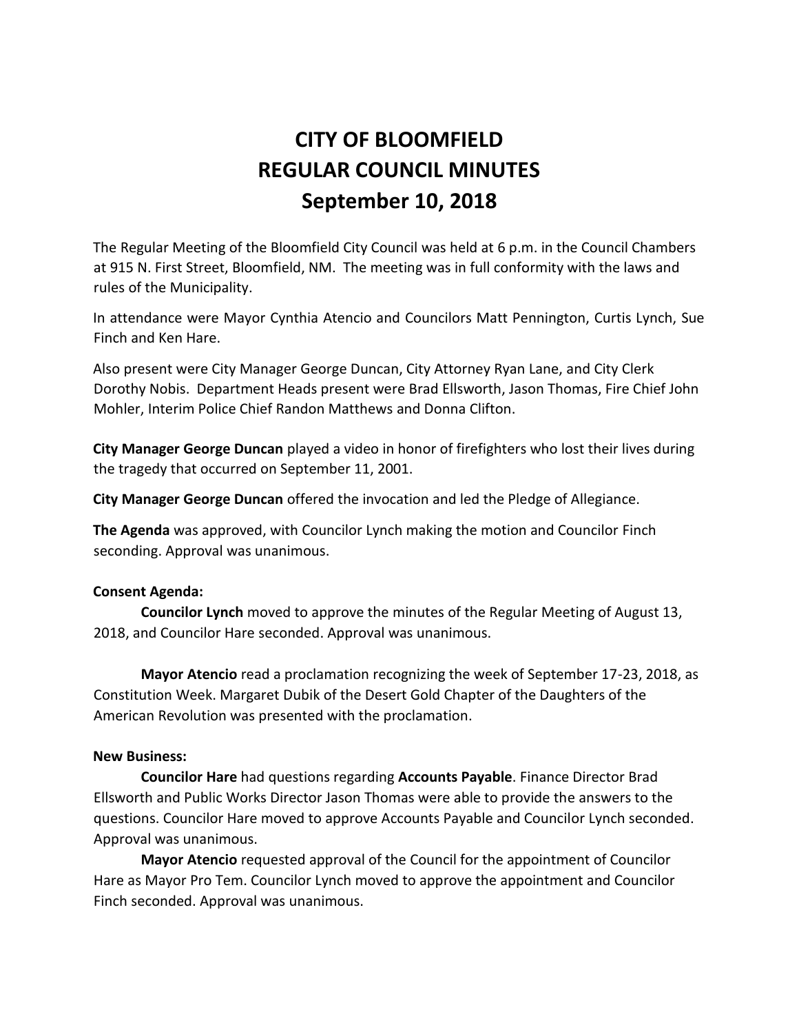# CITY OF BLOOMFIELD
# REGULAR COUNCIL MINUTES
# September 10, 2018

The Regular Meeting of the Bloomfield City Council was held at 6 p.m. in the Council Chambers at 915 N. First Street, Bloomfield, NM. The meeting was in full conformity with the laws and rules of the Municipality.

In attendance were Mayor Cynthia Atencio and Councilors Matt Pennington, Curtis Lynch, Sue Finch and Ken Hare.

Also present were City Manager George Duncan, City Attorney Ryan Lane, and City Clerk Dorothy Nobis. Department Heads present were Brad Ellsworth, Jason Thomas, Fire Chief John Mohler, Interim Police Chief Randon Matthews and Donna Clifton.

**City Manager George Duncan** played a video in honor of firefighters who lost their lives during the tragedy that occurred on September 11, 2001.

**City Manager George Duncan** offered the invocation and led the Pledge of Allegiance.

**The Agenda** was approved, with Councilor Lynch making the motion and Councilor Finch seconding. Approval was unanimous.

**Consent Agenda:**

**Councilor Lynch** moved to approve the minutes of the Regular Meeting of August 13, 2018, and Councilor Hare seconded. Approval was unanimous.

**Mayor Atencio** read a proclamation recognizing the week of September 17-23, 2018, as Constitution Week. Margaret Dubik of the Desert Gold Chapter of the Daughters of the American Revolution was presented with the proclamation.

**New Business:**

**Councilor Hare** had questions regarding **Accounts Payable**. Finance Director Brad Ellsworth and Public Works Director Jason Thomas were able to provide the answers to the questions. Councilor Hare moved to approve Accounts Payable and Councilor Lynch seconded. Approval was unanimous.

**Mayor Atencio** requested approval of the Council for the appointment of Councilor Hare as Mayor Pro Tem. Councilor Lynch moved to approve the appointment and Councilor Finch seconded. Approval was unanimous.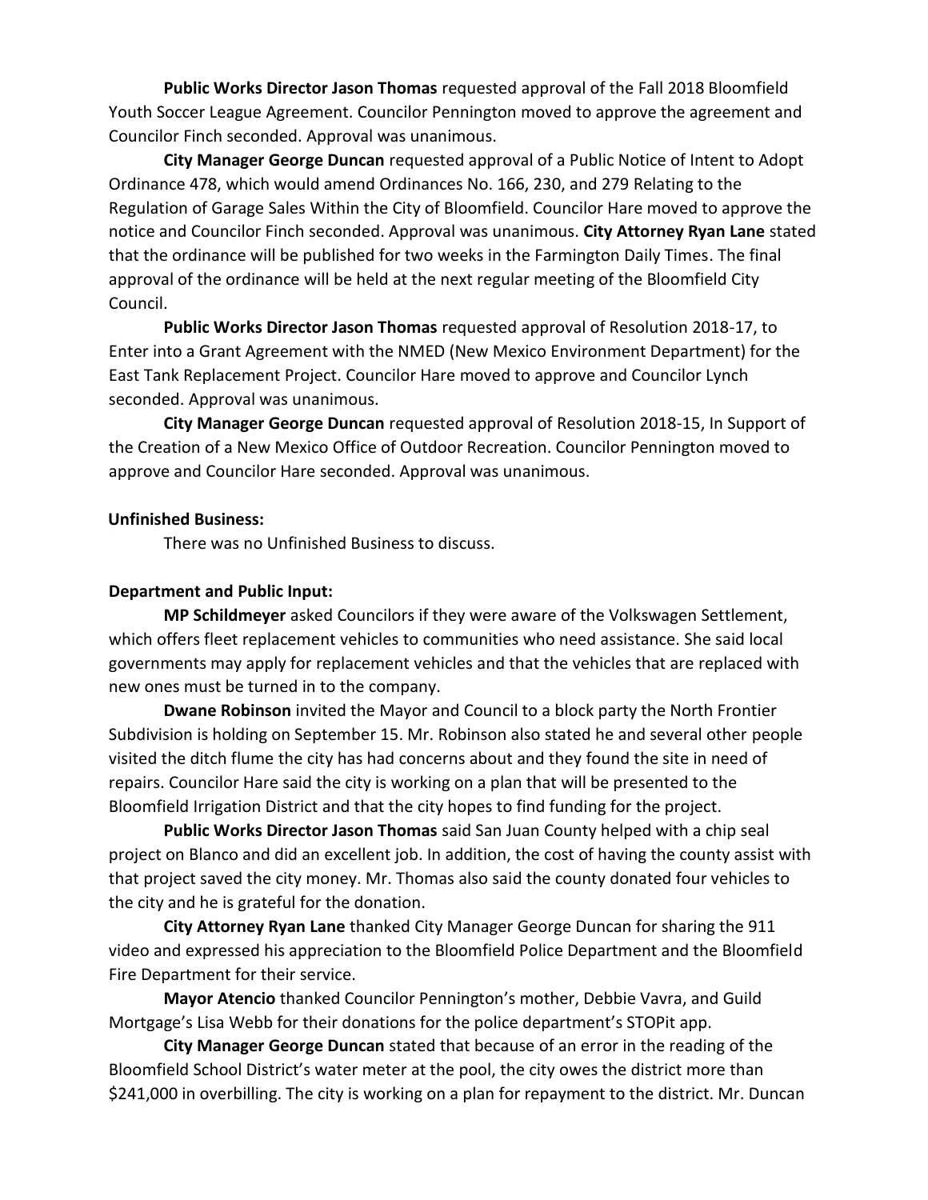**Public Works Director Jason Thomas** requested approval of the Fall 2018 Bloomfield Youth Soccer League Agreement. Councilor Pennington moved to approve the agreement and Councilor Finch seconded. Approval was unanimous.

**City Manager George Duncan** requested approval of a Public Notice of Intent to Adopt Ordinance 478, which would amend Ordinances No. 166, 230, and 279 Relating to the Regulation of Garage Sales Within the City of Bloomfield. Councilor Hare moved to approve the notice and Councilor Finch seconded. Approval was unanimous. **City Attorney Ryan Lane** stated that the ordinance will be published for two weeks in the Farmington Daily Times. The final approval of the ordinance will be held at the next regular meeting of the Bloomfield City Council.

**Public Works Director Jason Thomas** requested approval of Resolution 2018-17, to Enter into a Grant Agreement with the NMED (New Mexico Environment Department) for the East Tank Replacement Project. Councilor Hare moved to approve and Councilor Lynch seconded. Approval was unanimous.

**City Manager George Duncan** requested approval of Resolution 2018-15, In Support of the Creation of a New Mexico Office of Outdoor Recreation. Councilor Pennington moved to approve and Councilor Hare seconded. Approval was unanimous.

**Unfinished Business:**

There was no Unfinished Business to discuss.

**Department and Public Input:**

**MP Schildmeyer** asked Councilors if they were aware of the Volkswagen Settlement, which offers fleet replacement vehicles to communities who need assistance. She said local governments may apply for replacement vehicles and that the vehicles that are replaced with new ones must be turned in to the company.

**Dwane Robinson** invited the Mayor and Council to a block party the North Frontier Subdivision is holding on September 15. Mr. Robinson also stated he and several other people visited the ditch flume the city has had concerns about and they found the site in need of repairs. Councilor Hare said the city is working on a plan that will be presented to the Bloomfield Irrigation District and that the city hopes to find funding for the project.

**Public Works Director Jason Thomas** said San Juan County helped with a chip seal project on Blanco and did an excellent job. In addition, the cost of having the county assist with that project saved the city money. Mr. Thomas also said the county donated four vehicles to the city and he is grateful for the donation.

**City Attorney Ryan Lane** thanked City Manager George Duncan for sharing the 911 video and expressed his appreciation to the Bloomfield Police Department and the Bloomfield Fire Department for their service.

**Mayor Atencio** thanked Councilor Pennington's mother, Debbie Vavra, and Guild Mortgage's Lisa Webb for their donations for the police department's STOPit app.

**City Manager George Duncan** stated that because of an error in the reading of the Bloomfield School District's water meter at the pool, the city owes the district more than $241,000 in overbilling. The city is working on a plan for repayment to the district. Mr. Duncan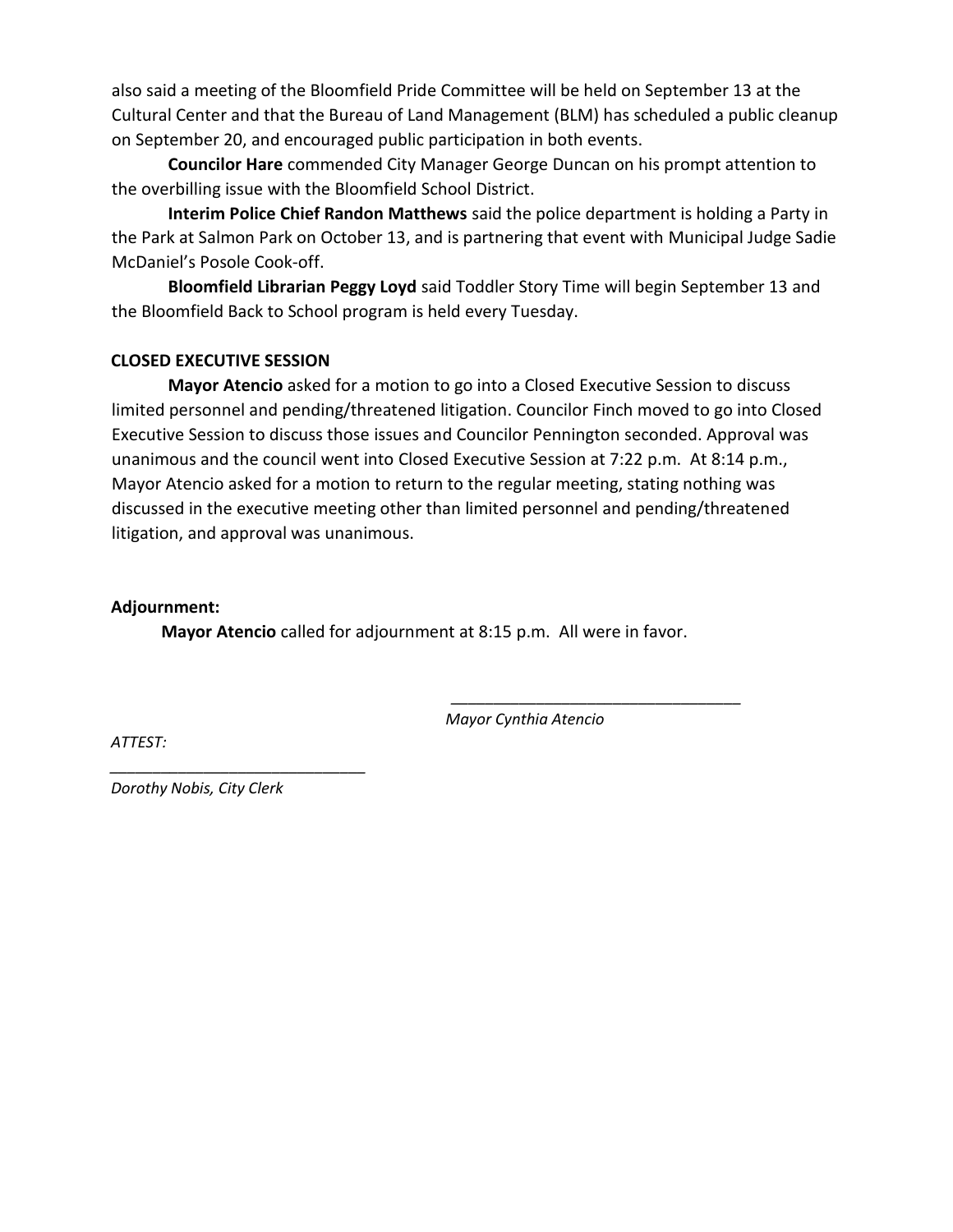also said a meeting of the Bloomfield Pride Committee will be held on September 13 at the Cultural Center and that the Bureau of Land Management (BLM) has scheduled a public cleanup on September 20, and encouraged public participation in both events.

**Councilor Hare** commended City Manager George Duncan on his prompt attention to the overbilling issue with the Bloomfield School District.

**Interim Police Chief Randon Matthews** said the police department is holding a Party in the Park at Salmon Park on October 13, and is partnering that event with Municipal Judge Sadie McDaniel's Posole Cook-off.

**Bloomfield Librarian Peggy Loyd** said Toddler Story Time will begin September 13 and the Bloomfield Back to School program is held every Tuesday.

**CLOSED EXECUTIVE SESSION**

**Mayor Atencio** asked for a motion to go into a Closed Executive Session to discuss limited personnel and pending/threatened litigation. Councilor Finch moved to go into Closed Executive Session to discuss those issues and Councilor Pennington seconded. Approval was unanimous and the council went into Closed Executive Session at 7:22 p.m. At 8:14 p.m., Mayor Atencio asked for a motion to return to the regular meeting, stating nothing was discussed in the executive meeting other than limited personnel and pending/threatened litigation, and approval was unanimous.

**Adjournment:**

**Mayor Atencio** called for adjournment at 8:15 p.m. All were in favor.

_________________________________

*Mayor Cynthia Atencio*

*ATTEST:*

_____________________________

*Dorothy Nobis, City Clerk*